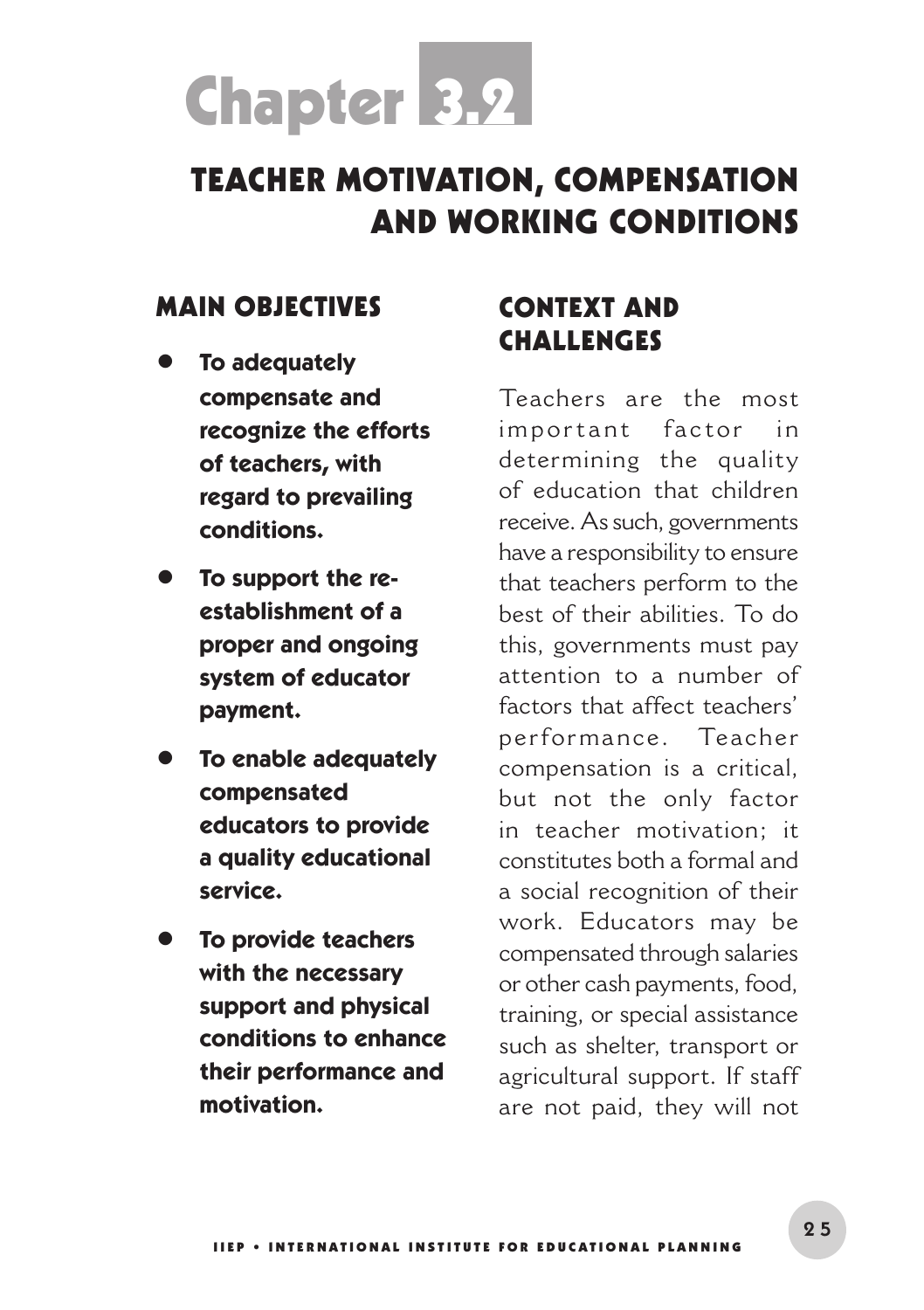# Chapter 3.2

# TEACHER MOTIVATION, COMPENSATION AND WORKING CONDITIONS

## MAIN OBJECTIVES

- **To adequately compensate and recognize the efforts of teachers, with regard to prevailing conditions.**
- **To support the re-establishment of a proper and ongoing system of educator payment.**
- **To enable adequately compensated educators to provide a quality educational service.**
- **To provide teachers with the necessary support and physical conditions to enhance their performance and motivation.**

## CONTEXT AND CHALLENGES

Teachers are the most important factor in determining the quality of education that children receive. As such, governments have a responsibility to ensure that teachers perform to the best of their abilities. To do this, governments must pay attention to a number of factors that affect teachers' performance. Teacher compensation is a critical, but not the only factor in teacher motivation; it constitutes both a formal and a social recognition of their work. Educators may be compensated through salaries or other cash payments, food, training, or special assistance such as shelter, transport or agricultural support. If staff are not paid, they will not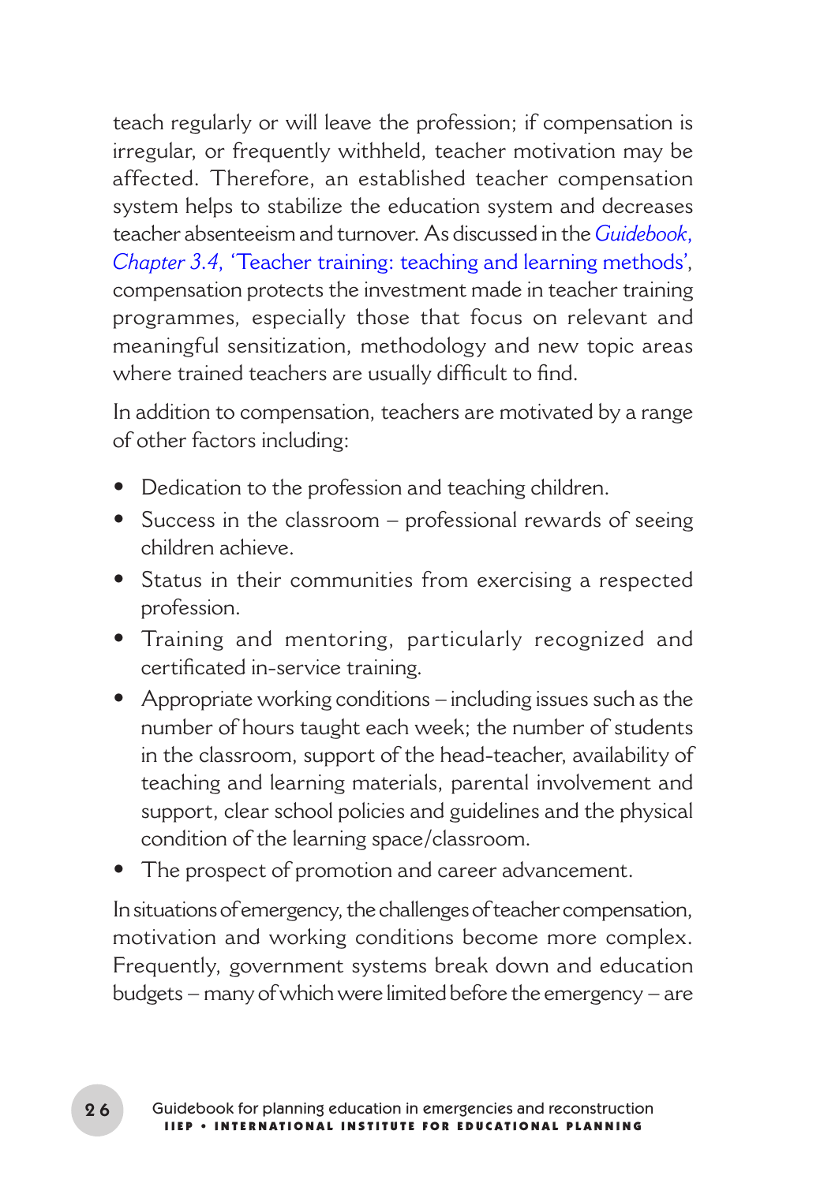teach regularly or will leave the profession; if compensation is irregular, or frequently withheld, teacher motivation may be affected. Therefore, an established teacher compensation system helps to stabilize the education system and decreases teacher absenteeism and turnover. As discussed in the *Guidebook, Chapter 3.4*, 'Teacher training: teaching and learning methods', compensation protects the investment made in teacher training programmes, especially those that focus on relevant and meaningful sensitization, methodology and new topic areas where trained teachers are usually difficult to find.

In addition to compensation, teachers are motivated by a range of other factors including:

- Dedication to the profession and teaching children.
- Success in the classroom – professional rewards of seeing children achieve.
- Status in their communities from exercising a respected profession.
- Training and mentoring, particularly recognized and certificated in-service training.
- Appropriate working conditions – including issues such as the number of hours taught each week; the number of students in the classroom, support of the head-teacher, availability of teaching and learning materials, parental involvement and support, clear school policies and guidelines and the physical condition of the learning space/classroom.
- The prospect of promotion and career advancement.

In situations of emergency, the challenges of teacher compensation, motivation and working conditions become more complex. Frequently, government systems break down and education budgets – many of which were limited before the emergency – are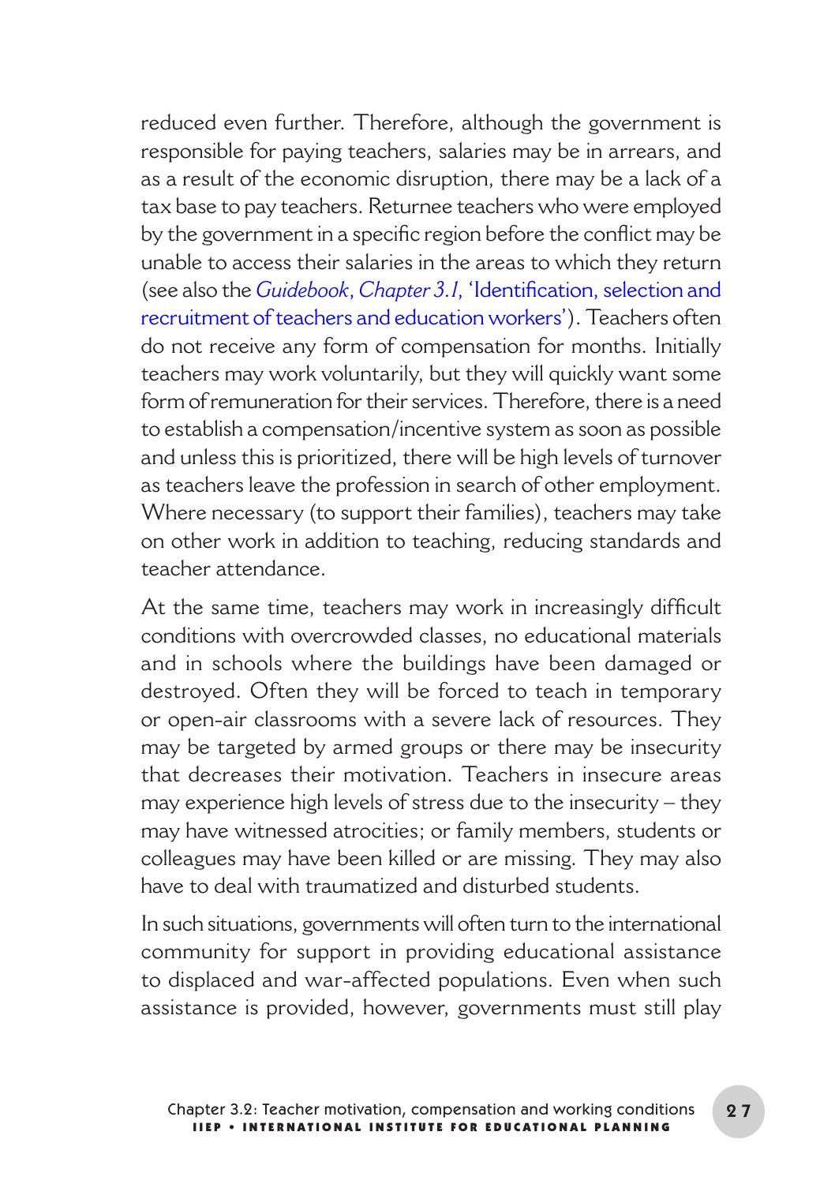reduced even further. Therefore, although the government is responsible for paying teachers, salaries may be in arrears, and as a result of the economic disruption, there may be a lack of a tax base to pay teachers. Returnee teachers who were employed by the government in a specific region before the conflict may be unable to access their salaries in the areas to which they return (see also the *Guidebook, Chapter 3.1,* 'Identification, selection and recruitment of teachers and education workers'). Teachers often do not receive any form of compensation for months. Initially teachers may work voluntarily, but they will quickly want some form of remuneration for their services. Therefore, there is a need to establish a compensation/incentive system as soon as possible and unless this is prioritized, there will be high levels of turnover as teachers leave the profession in search of other employment. Where necessary (to support their families), teachers may take on other work in addition to teaching, reducing standards and teacher attendance.

At the same time, teachers may work in increasingly difficult conditions with overcrowded classes, no educational materials and in schools where the buildings have been damaged or destroyed. Often they will be forced to teach in temporary or open-air classrooms with a severe lack of resources. They may be targeted by armed groups or there may be insecurity that decreases their motivation. Teachers in insecure areas may experience high levels of stress due to the insecurity – they may have witnessed atrocities; or family members, students or colleagues may have been killed or are missing. They may also have to deal with traumatized and disturbed students.

In such situations, governments will often turn to the international community for support in providing educational assistance to displaced and war-affected populations. Even when such assistance is provided, however, governments must still play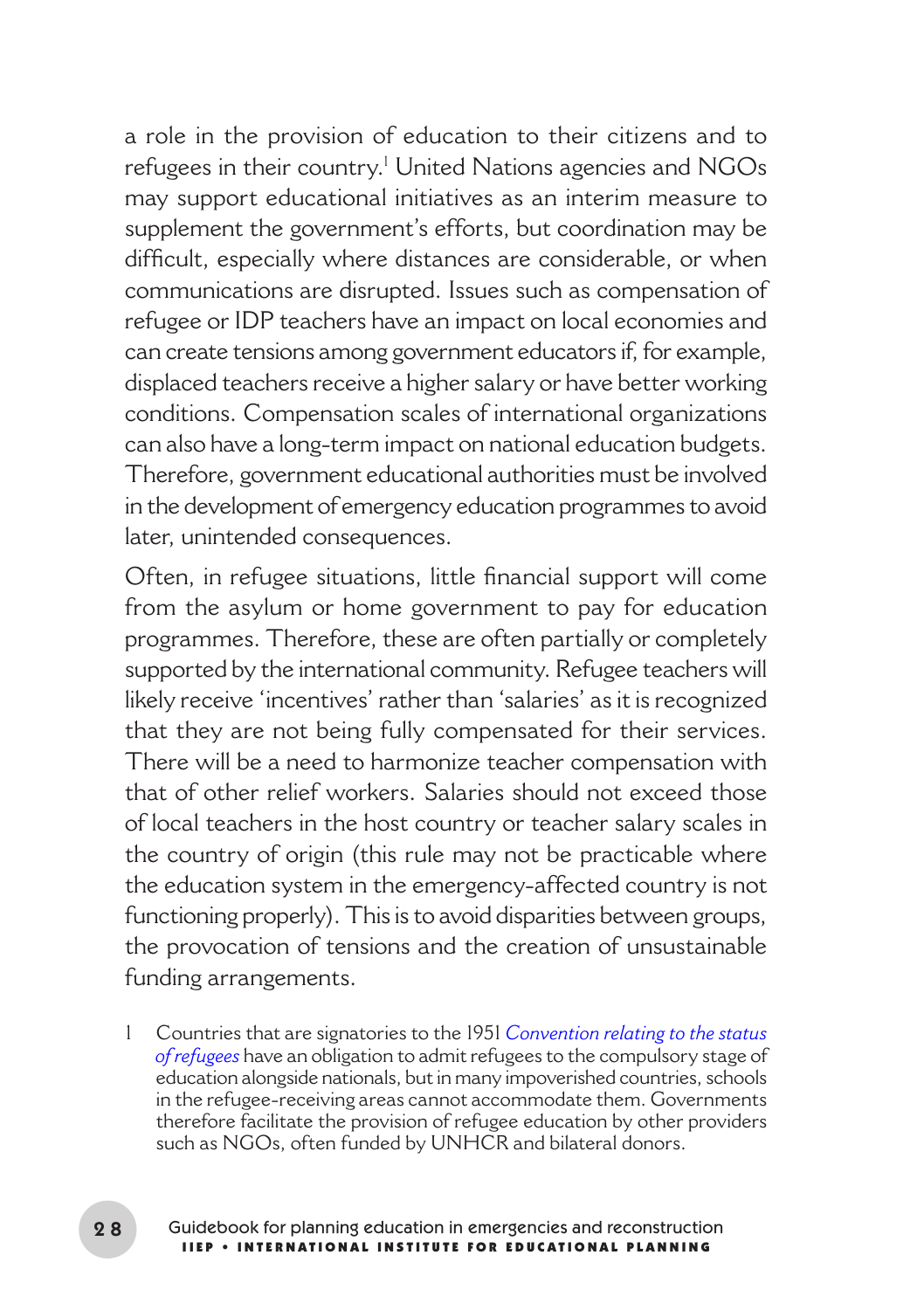a role in the provision of education to their citizens and to refugees in their country.[1] United Nations agencies and NGOs may support educational initiatives as an interim measure to supplement the government's efforts, but coordination may be difficult, especially where distances are considerable, or when communications are disrupted. Issues such as compensation of refugee or IDP teachers have an impact on local economies and can create tensions among government educators if, for example, displaced teachers receive a higher salary or have better working conditions. Compensation scales of international organizations can also have a long-term impact on national education budgets. Therefore, government educational authorities must be involved in the development of emergency education programmes to avoid later, unintended consequences.

Often, in refugee situations, little financial support will come from the asylum or home government to pay for education programmes. Therefore, these are often partially or completely supported by the international community. Refugee teachers will likely receive 'incentives' rather than 'salaries' as it is recognized that they are not being fully compensated for their services. There will be a need to harmonize teacher compensation with that of other relief workers. Salaries should not exceed those of local teachers in the host country or teacher salary scales in the country of origin (this rule may not be practicable where the education system in the emergency-affected country is not functioning properly). This is to avoid disparities between groups, the provocation of tensions and the creation of unsustainable funding arrangements.

1 Countries that are signatories to the 1951 *Convention relating to the status of refugees* have an obligation to admit refugees to the compulsory stage of education alongside nationals, but in many impoverished countries, schools in the refugee-receiving areas cannot accommodate them. Governments therefore facilitate the provision of refugee education by other providers such as NGOs, often funded by UNHCR and bilateral donors.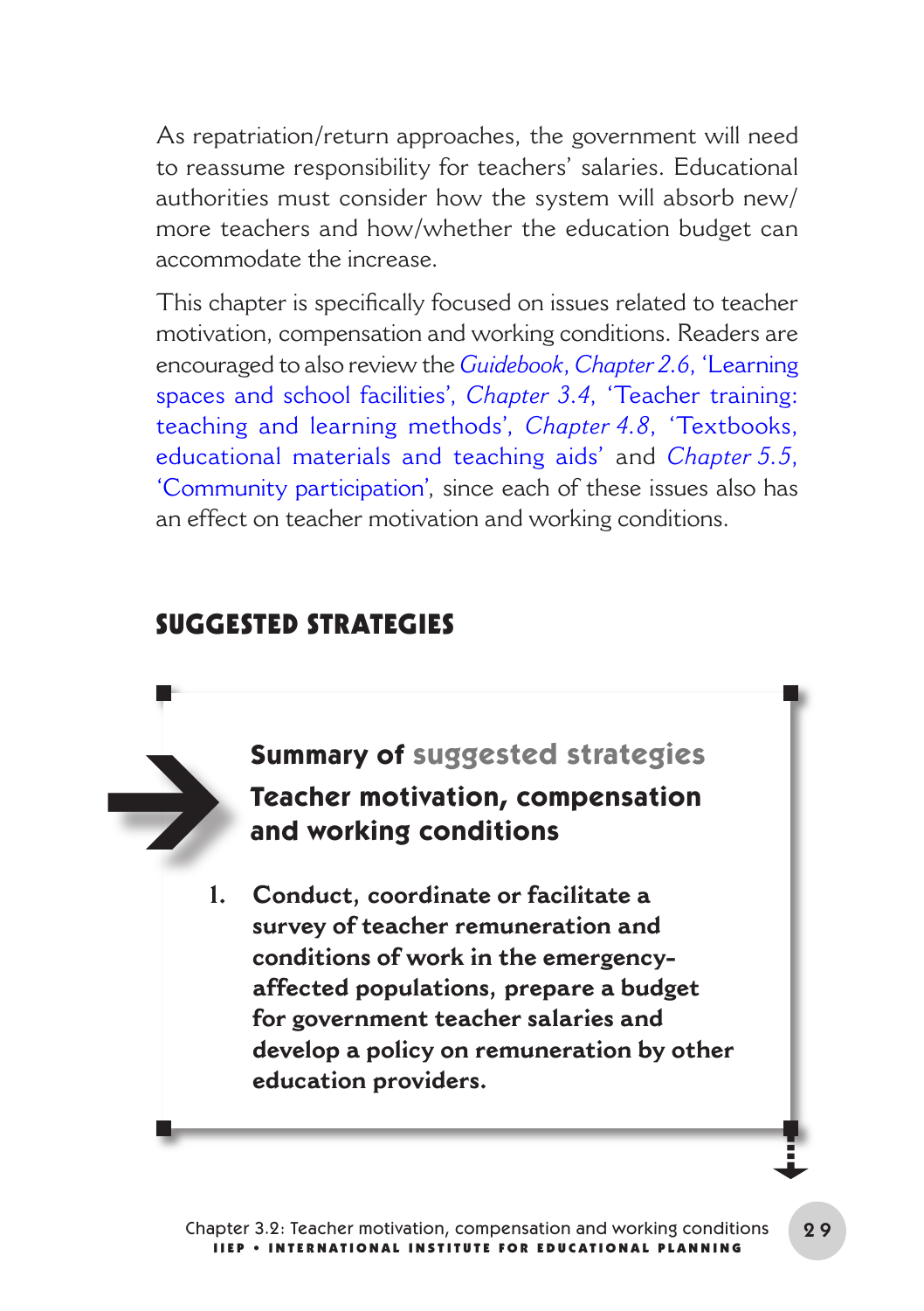As repatriation/return approaches, the government will need to reassume responsibility for teachers' salaries. Educational authorities must consider how the system will absorb new/more teachers and how/whether the education budget can accommodate the increase.

This chapter is specifically focused on issues related to teacher motivation, compensation and working conditions. Readers are encouraged to also review the *Guidebook*, *Chapter 2.6*, 'Learning spaces and school facilities', *Chapter 3.4*, 'Teacher training: teaching and learning methods', *Chapter 4.8*, 'Textbooks, educational materials and teaching aids' and *Chapter 5.5*, 'Community participation', since each of these issues also has an effect on teacher motivation and working conditions.

## SUGGESTED STRATEGIES

### Summary of suggested strategies

### Teacher motivation, compensation and working conditions

1. **Conduct, coordinate or facilitate a survey of teacher remuneration and conditions of work in the emergency-affected populations, prepare a budget for government teacher salaries and develop a policy on remuneration by other education providers.**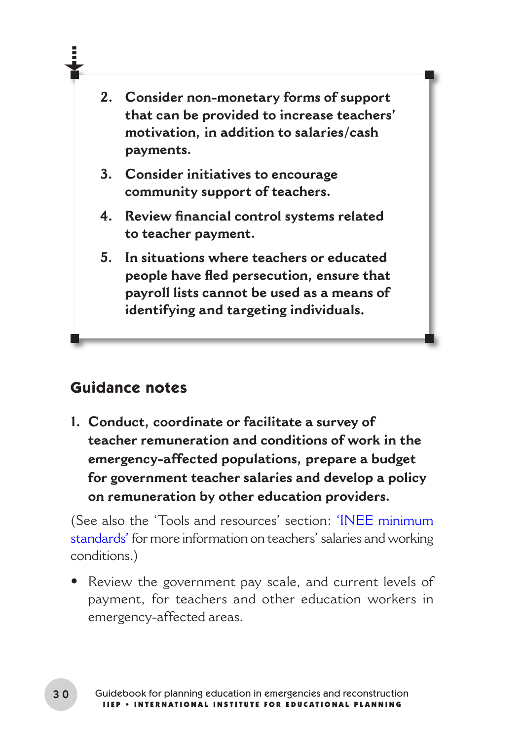2. **Consider non-monetary forms of support that can be provided to increase teachers' motivation, in addition to salaries/cash payments.**
3. **Consider initiatives to encourage community support of teachers.**
4. **Review financial control systems related to teacher payment.**
5. **In situations where teachers or educated people have fled persecution, ensure that payroll lists cannot be used as a means of identifying and targeting individuals.**

## Guidance notes

1. **Conduct, coordinate or facilitate a survey of teacher remuneration and conditions of work in the emergency-affected populations, prepare a budget for government teacher salaries and develop a policy on remuneration by other education providers.**

(See also the 'Tools and resources' section: 'INEE minimum standards' for more information on teachers' salaries and working conditions.)

- Review the government pay scale, and current levels of payment, for teachers and other education workers in emergency-affected areas.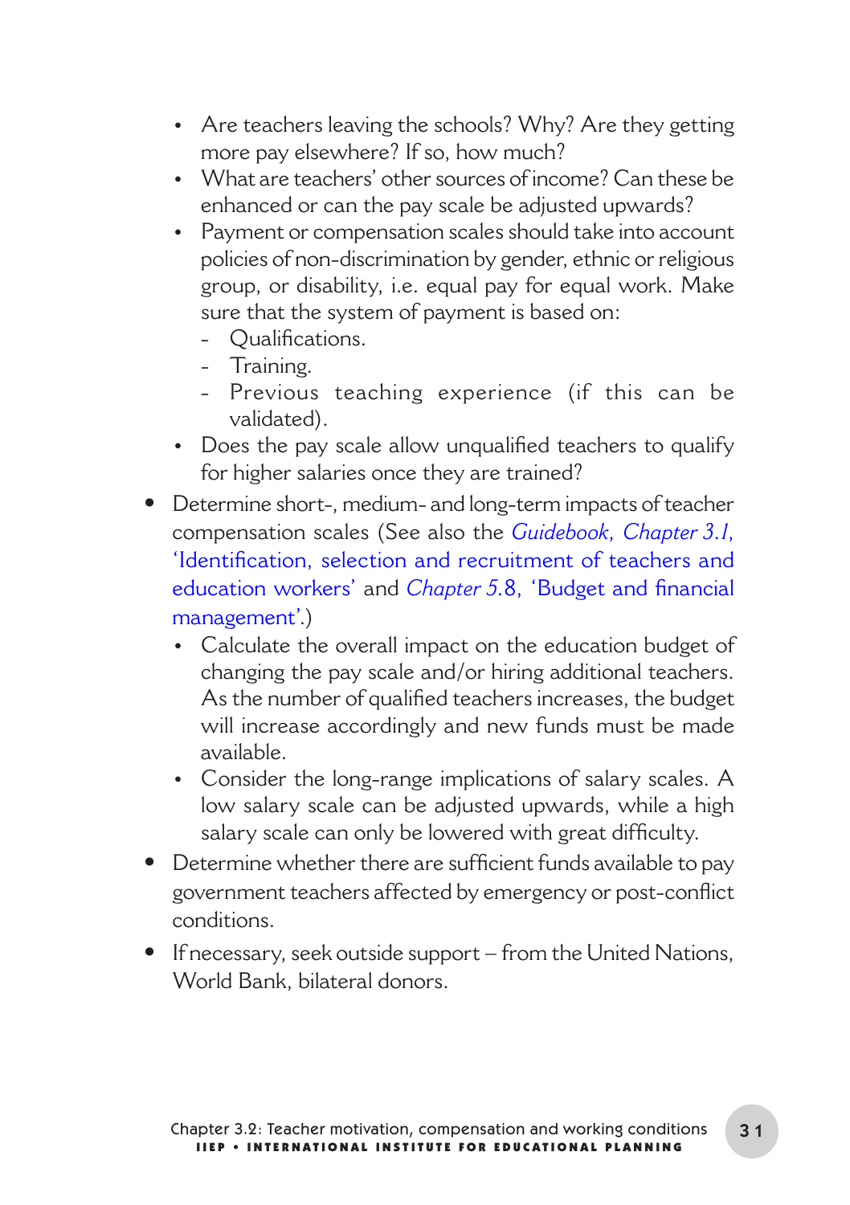- Are teachers leaving the schools? Why? Are they getting more pay elsewhere? If so, how much?
  - What are teachers' other sources of income? Can these be enhanced or can the pay scale be adjusted upwards?
  - Payment or compensation scales should take into account policies of non-discrimination by gender, ethnic or religious group, or disability, i.e. equal pay for equal work. Make sure that the system of payment is based on:
    - Qualifications.
    - Training.
    - Previous teaching experience (if this can be validated).
  - Does the pay scale allow unqualified teachers to qualify for higher salaries once they are trained?
- Determine short-, medium- and long-term impacts of teacher compensation scales (See also the *Guidebook, Chapter 3.1*, 'Identification, selection and recruitment of teachers and education workers' and *Chapter 5.8*, 'Budget and financial management'.)
  - Calculate the overall impact on the education budget of changing the pay scale and/or hiring additional teachers. As the number of qualified teachers increases, the budget will increase accordingly and new funds must be made available.
  - Consider the long-range implications of salary scales. A low salary scale can be adjusted upwards, while a high salary scale can only be lowered with great difficulty.
- Determine whether there are sufficient funds available to pay government teachers affected by emergency or post-conflict conditions.
- If necessary, seek outside support – from the United Nations, World Bank, bilateral donors.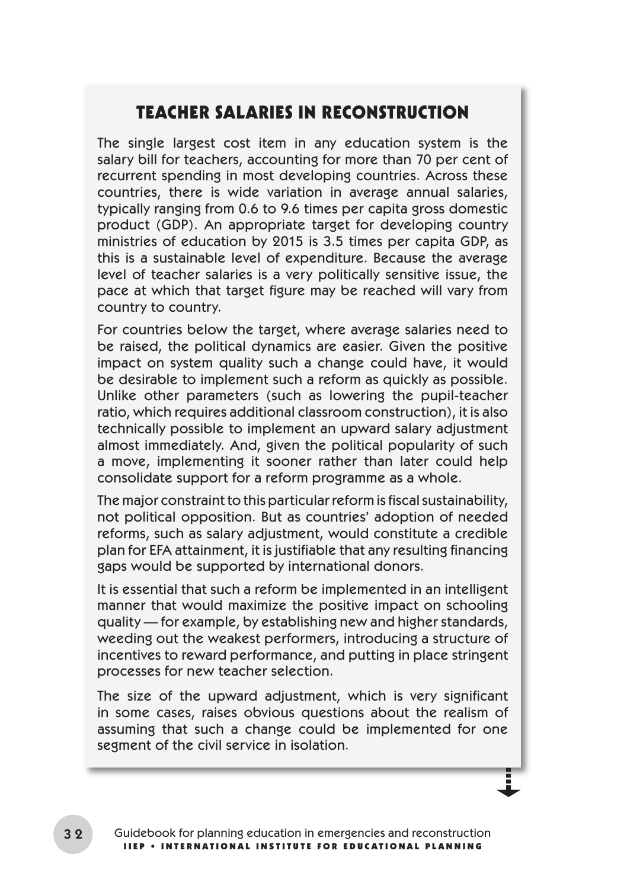## TEACHER SALARIES IN RECONSTRUCTION

The single largest cost item in any education system is the salary bill for teachers, accounting for more than 70 per cent of recurrent spending in most developing countries. Across these countries, there is wide variation in average annual salaries, typically ranging from 0.6 to 9.6 times per capita gross domestic product (GDP). An appropriate target for developing country ministries of education by 2015 is 3.5 times per capita GDP, as this is a sustainable level of expenditure. Because the average level of teacher salaries is a very politically sensitive issue, the pace at which that target figure may be reached will vary from country to country.

For countries below the target, where average salaries need to be raised, the political dynamics are easier. Given the positive impact on system quality such a change could have, it would be desirable to implement such a reform as quickly as possible. Unlike other parameters (such as lowering the pupil-teacher ratio, which requires additional classroom construction), it is also technically possible to implement an upward salary adjustment almost immediately. And, given the political popularity of such a move, implementing it sooner rather than later could help consolidate support for a reform programme as a whole.

The major constraint to this particular reform is fiscal sustainability, not political opposition. But as countries' adoption of needed reforms, such as salary adjustment, would constitute a credible plan for EFA attainment, it is justifiable that any resulting financing gaps would be supported by international donors.

It is essential that such a reform be implemented in an intelligent manner that would maximize the positive impact on schooling quality — for example, by establishing new and higher standards, weeding out the weakest performers, introducing a structure of incentives to reward performance, and putting in place stringent processes for new teacher selection.

The size of the upward adjustment, which is very significant in some cases, raises obvious questions about the realism of assuming that such a change could be implemented for one segment of the civil service in isolation.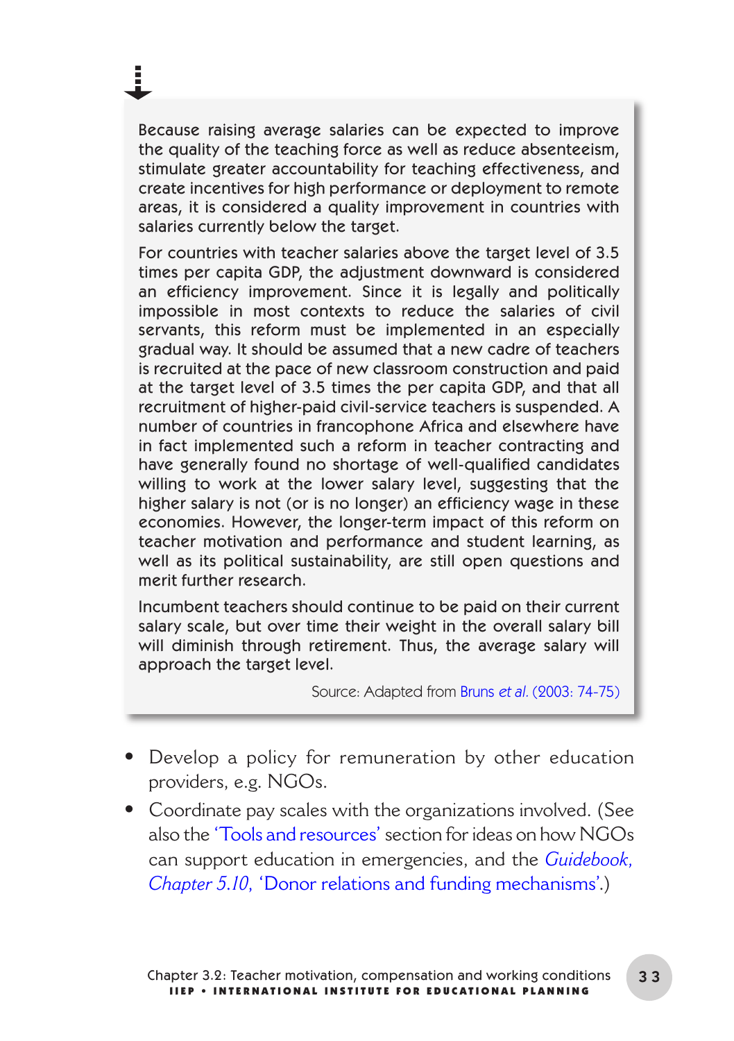Because raising average salaries can be expected to improve the quality of the teaching force as well as reduce absenteeism, stimulate greater accountability for teaching effectiveness, and create incentives for high performance or deployment to remote areas, it is considered a quality improvement in countries with salaries currently below the target.

For countries with teacher salaries above the target level of 3.5 times per capita GDP, the adjustment downward is considered an efficiency improvement. Since it is legally and politically impossible in most contexts to reduce the salaries of civil servants, this reform must be implemented in an especially gradual way. It should be assumed that a new cadre of teachers is recruited at the pace of new classroom construction and paid at the target level of 3.5 times the per capita GDP, and that all recruitment of higher-paid civil-service teachers is suspended. A number of countries in francophone Africa and elsewhere have in fact implemented such a reform in teacher contracting and have generally found no shortage of well-qualified candidates willing to work at the lower salary level, suggesting that the higher salary is not (or is no longer) an efficiency wage in these economies. However, the longer-term impact of this reform on teacher motivation and performance and student learning, as well as its political sustainability, are still open questions and merit further research.

Incumbent teachers should continue to be paid on their current salary scale, but over time their weight in the overall salary bill will diminish through retirement. Thus, the average salary will approach the target level.

Source: Adapted from Bruns *et al.* (2003: 74-75)

- Develop a policy for remuneration by other education providers, e.g. NGOs.
- Coordinate pay scales with the organizations involved. (See also the 'Tools and resources' section for ideas on how NGOs can support education in emergencies, and the *Guidebook, Chapter 5.10*, 'Donor relations and funding mechanisms'.)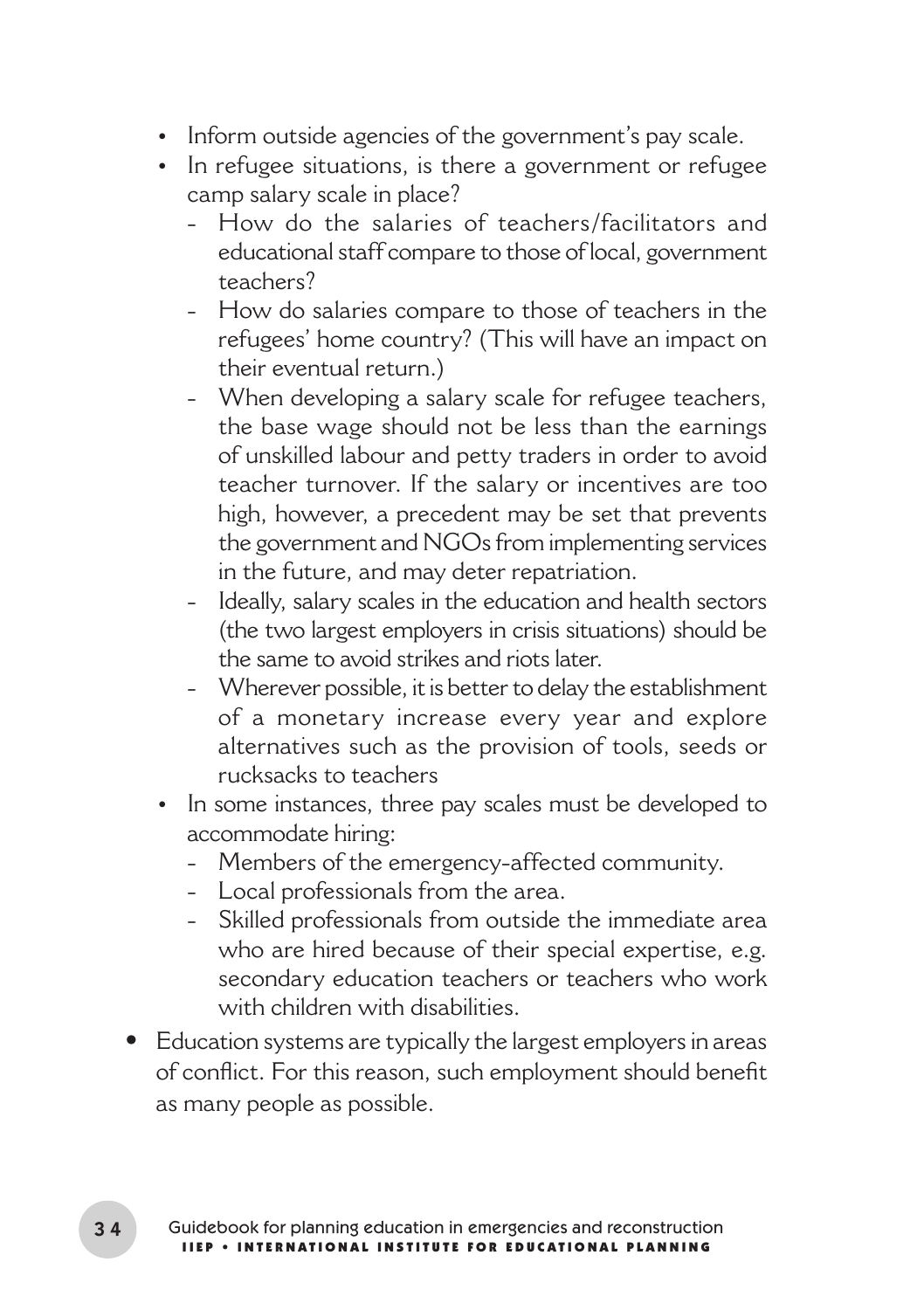- Inform outside agencies of the government's pay scale.
- In refugee situations, is there a government or refugee camp salary scale in place?
  - How do the salaries of teachers/facilitators and educational staff compare to those of local, government teachers?
  - How do salaries compare to those of teachers in the refugees' home country? (This will have an impact on their eventual return.)
  - When developing a salary scale for refugee teachers, the base wage should not be less than the earnings of unskilled labour and petty traders in order to avoid teacher turnover. If the salary or incentives are too high, however, a precedent may be set that prevents the government and NGOs from implementing services in the future, and may deter repatriation.
  - Ideally, salary scales in the education and health sectors (the two largest employers in crisis situations) should be the same to avoid strikes and riots later.
  - Wherever possible, it is better to delay the establishment of a monetary increase every year and explore alternatives such as the provision of tools, seeds or rucksacks to teachers
- In some instances, three pay scales must be developed to accommodate hiring:
  - Members of the emergency-affected community.
  - Local professionals from the area.
  - Skilled professionals from outside the immediate area who are hired because of their special expertise, e.g. secondary education teachers or teachers who work with children with disabilities.

- Education systems are typically the largest employers in areas of conflict. For this reason, such employment should benefit as many people as possible.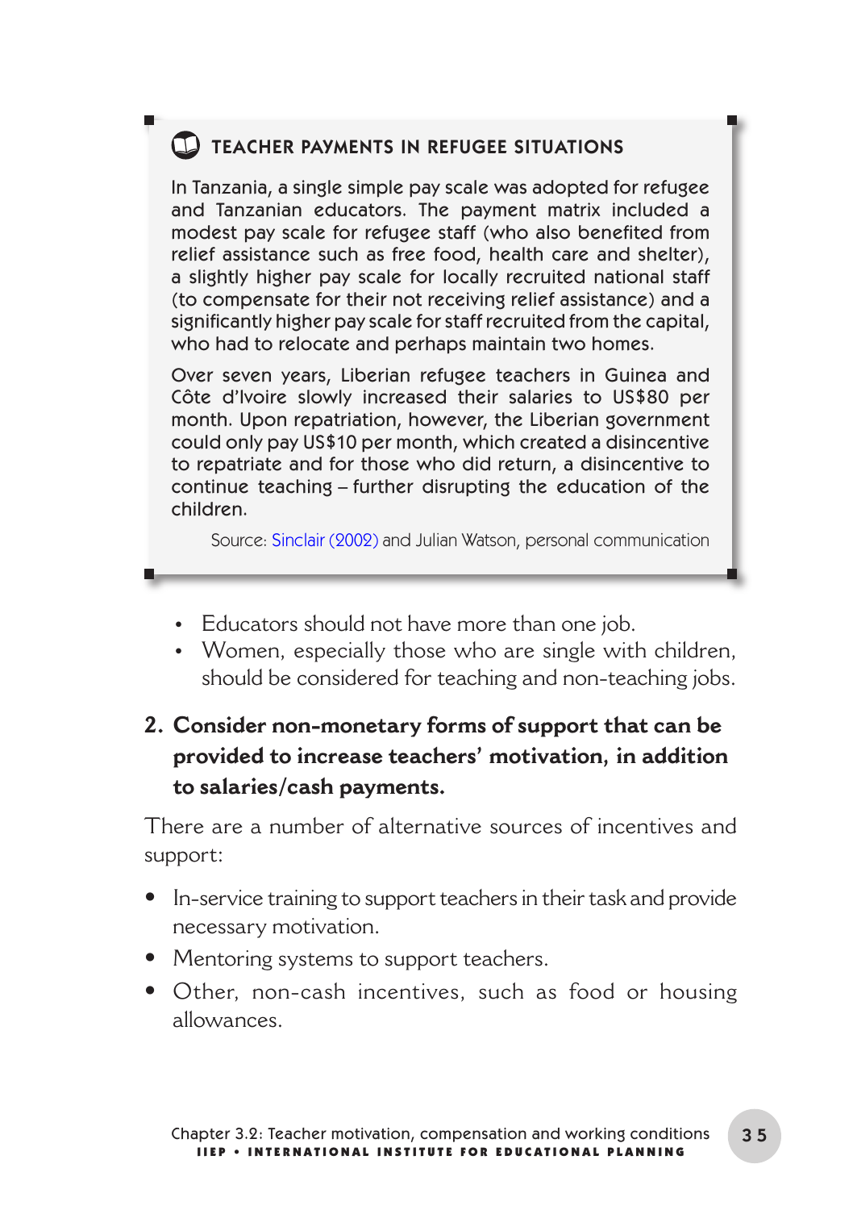### TEACHER PAYMENTS IN REFUGEE SITUATIONS

In Tanzania, a single simple pay scale was adopted for refugee and Tanzanian educators. The payment matrix included a modest pay scale for refugee staff (who also benefited from relief assistance such as free food, health care and shelter), a slightly higher pay scale for locally recruited national staff (to compensate for their not receiving relief assistance) and a significantly higher pay scale for staff recruited from the capital, who had to relocate and perhaps maintain two homes.

Over seven years, Liberian refugee teachers in Guinea and Côte d'Ivoire slowly increased their salaries to US$80 per month. Upon repatriation, however, the Liberian government could only pay US$10 per month, which created a disincentive to repatriate and for those who did return, a disincentive to continue teaching – further disrupting the education of the children.

Source: Sinclair (2002) and Julian Watson, personal communication

- Educators should not have more than one job.
- Women, especially those who are single with children, should be considered for teaching and non-teaching jobs.

## 2. Consider non-monetary forms of support that can be provided to increase teachers' motivation, in addition to salaries/cash payments.

There are a number of alternative sources of incentives and support:

- In-service training to support teachers in their task and provide necessary motivation.
- Mentoring systems to support teachers.
- Other, non-cash incentives, such as food or housing allowances.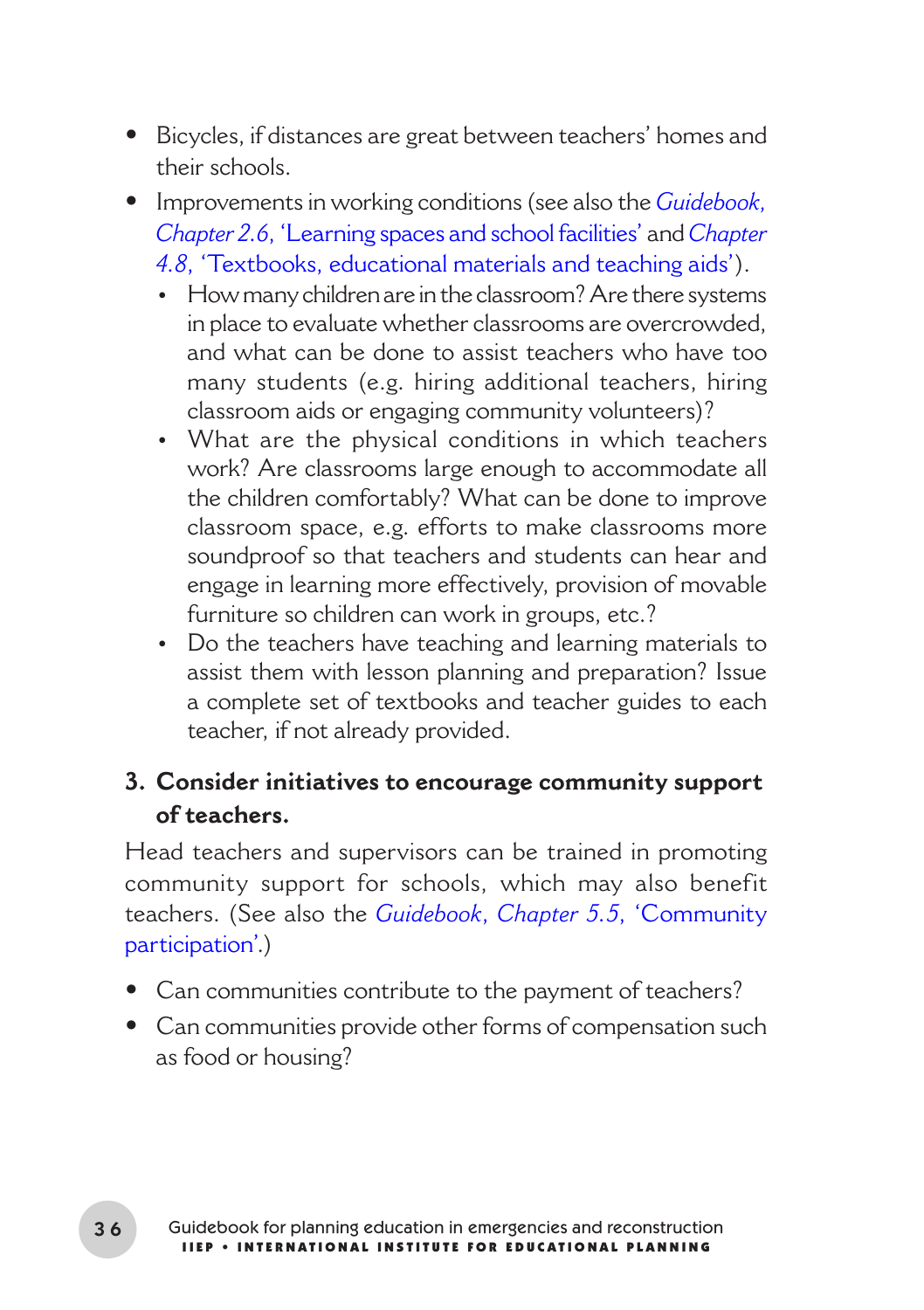- Bicycles, if distances are great between teachers' homes and their schools.
- Improvements in working conditions (see also the *Guidebook, Chapter 2.6*, 'Learning spaces and school facilities' and *Chapter 4.8*, 'Textbooks, educational materials and teaching aids').
  - How many children are in the classroom? Are there systems in place to evaluate whether classrooms are overcrowded, and what can be done to assist teachers who have too many students (e.g. hiring additional teachers, hiring classroom aids or engaging community volunteers)?
  - What are the physical conditions in which teachers work? Are classrooms large enough to accommodate all the children comfortably? What can be done to improve classroom space, e.g. efforts to make classrooms more soundproof so that teachers and students can hear and engage in learning more effectively, provision of movable furniture so children can work in groups, etc.?
  - Do the teachers have teaching and learning materials to assist them with lesson planning and preparation? Issue a complete set of textbooks and teacher guides to each teacher, if not already provided.

### 3. Consider initiatives to encourage community support of teachers.

Head teachers and supervisors can be trained in promoting community support for schools, which may also benefit teachers. (See also the *Guidebook*, *Chapter 5.5*, 'Community participation'.)

- Can communities contribute to the payment of teachers?
- Can communities provide other forms of compensation such as food or housing?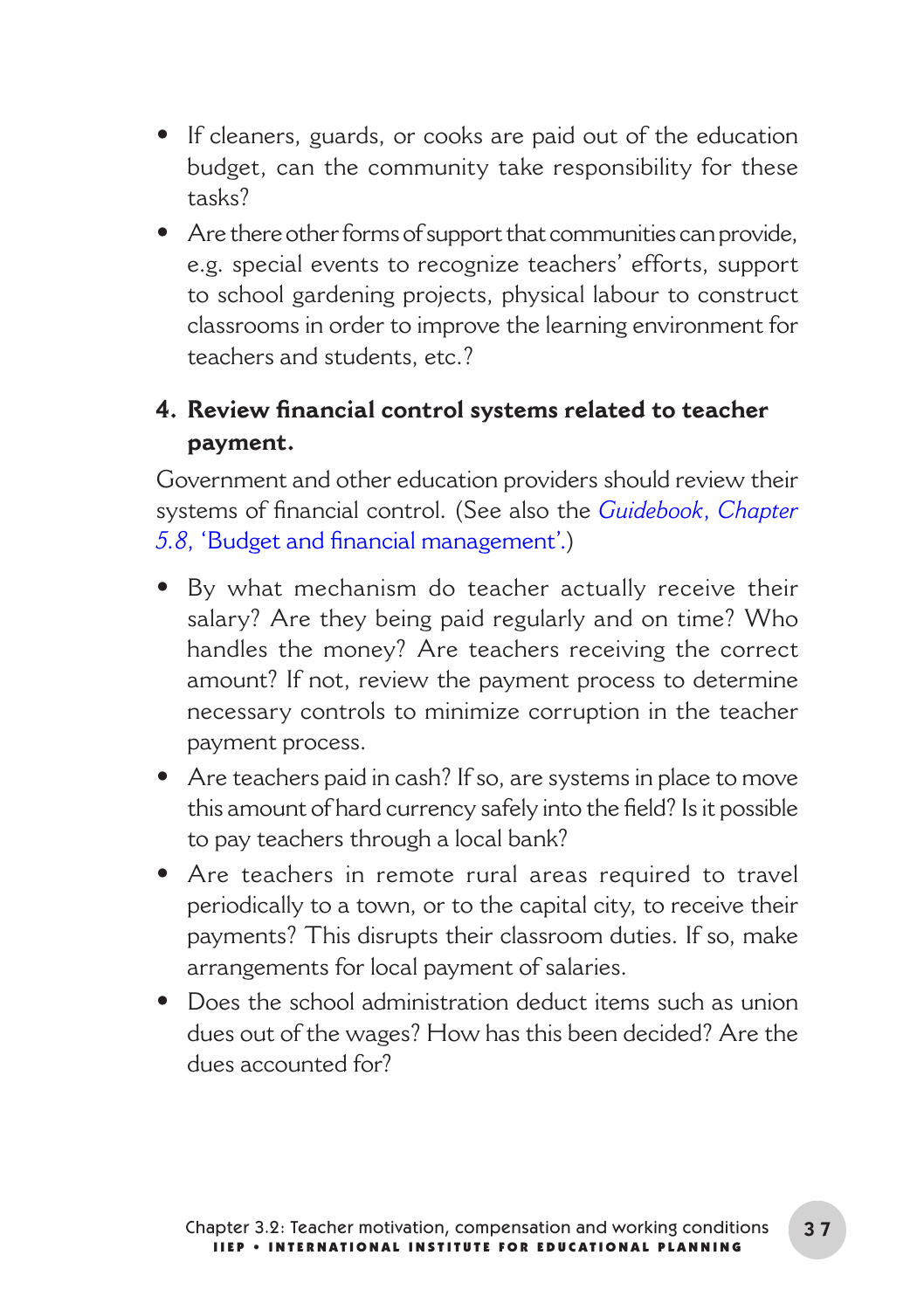- If cleaners, guards, or cooks are paid out of the education budget, can the community take responsibility for these tasks?
- Are there other forms of support that communities can provide, e.g. special events to recognize teachers' efforts, support to school gardening projects, physical labour to construct classrooms in order to improve the learning environment for teachers and students, etc.?

### 4. Review financial control systems related to teacher payment.

Government and other education providers should review their systems of financial control. (See also the *Guidebook, Chapter 5.8*, 'Budget and financial management'.)

- By what mechanism do teacher actually receive their salary? Are they being paid regularly and on time? Who handles the money? Are teachers receiving the correct amount? If not, review the payment process to determine necessary controls to minimize corruption in the teacher payment process.
- Are teachers paid in cash? If so, are systems in place to move this amount of hard currency safely into the field? Is it possible to pay teachers through a local bank?
- Are teachers in remote rural areas required to travel periodically to a town, or to the capital city, to receive their payments? This disrupts their classroom duties. If so, make arrangements for local payment of salaries.
- Does the school administration deduct items such as union dues out of the wages? How has this been decided? Are the dues accounted for?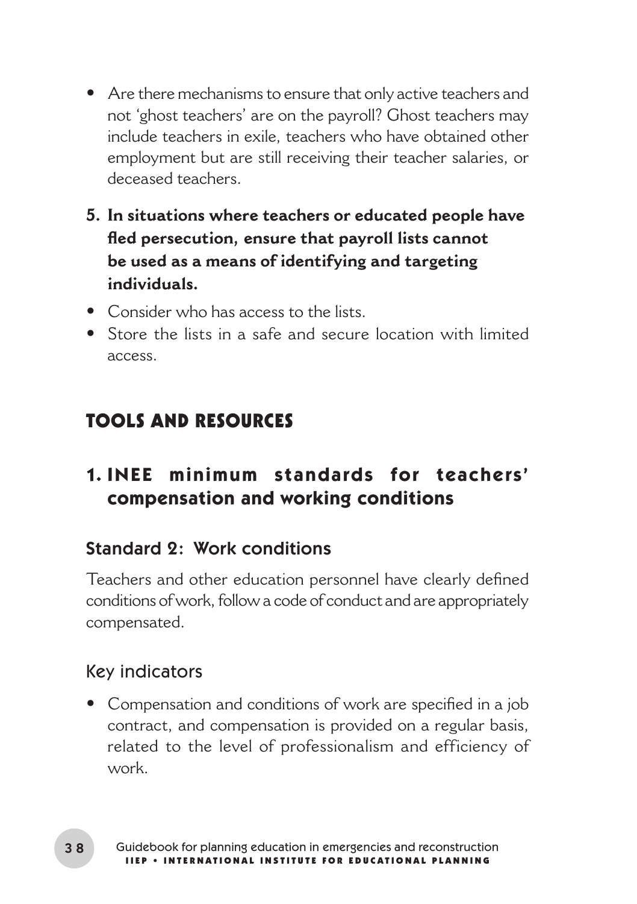- Are there mechanisms to ensure that only active teachers and not 'ghost teachers' are on the payroll? Ghost teachers may include teachers in exile, teachers who have obtained other employment but are still receiving their teacher salaries, or deceased teachers.

**5. In situations where teachers or educated people have fled persecution, ensure that payroll lists cannot be used as a means of identifying and targeting individuals.**

- Consider who has access to the lists.
- Store the lists in a safe and secure location with limited access.

## TOOLS AND RESOURCES

### 1. INEE minimum standards for teachers' compensation and working conditions

#### Standard 2: Work conditions

Teachers and other education personnel have clearly defined conditions of work, follow a code of conduct and are appropriately compensated.

#### Key indicators

- Compensation and conditions of work are specified in a job contract, and compensation is provided on a regular basis, related to the level of professionalism and efficiency of work.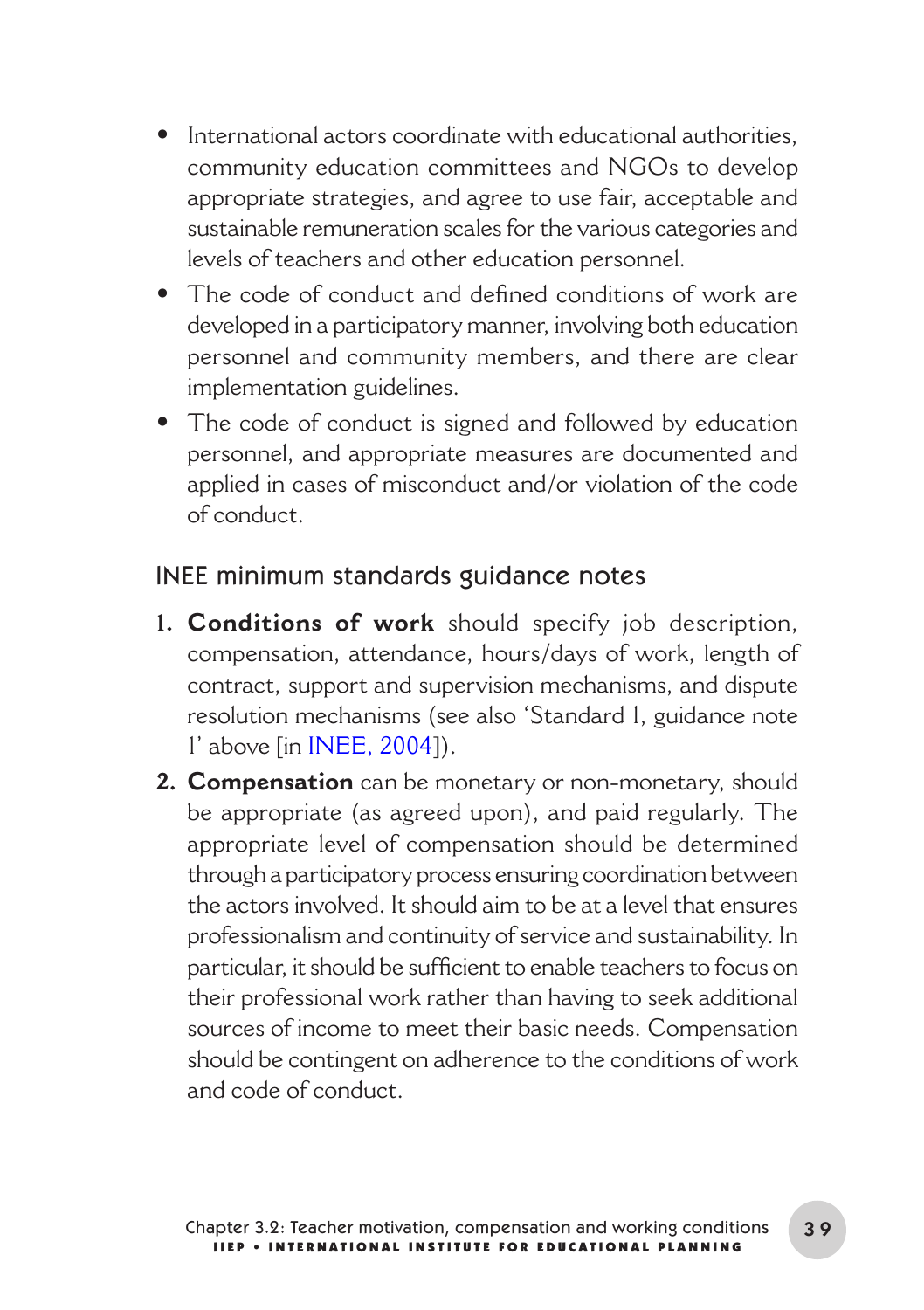- International actors coordinate with educational authorities, community education committees and NGOs to develop appropriate strategies, and agree to use fair, acceptable and sustainable remuneration scales for the various categories and levels of teachers and other education personnel.
- The code of conduct and defined conditions of work are developed in a participatory manner, involving both education personnel and community members, and there are clear implementation guidelines.
- The code of conduct is signed and followed by education personnel, and appropriate measures are documented and applied in cases of misconduct and/or violation of the code of conduct.

## INEE minimum standards guidance notes

1. **Conditions of work** should specify job description, compensation, attendance, hours/days of work, length of contract, support and supervision mechanisms, and dispute resolution mechanisms (see also 'Standard 1, guidance note 1' above [in INEE, 2004]).
2. **Compensation** can be monetary or non-monetary, should be appropriate (as agreed upon), and paid regularly. The appropriate level of compensation should be determined through a participatory process ensuring coordination between the actors involved. It should aim to be at a level that ensures professionalism and continuity of service and sustainability. In particular, it should be sufficient to enable teachers to focus on their professional work rather than having to seek additional sources of income to meet their basic needs. Compensation should be contingent on adherence to the conditions of work and code of conduct.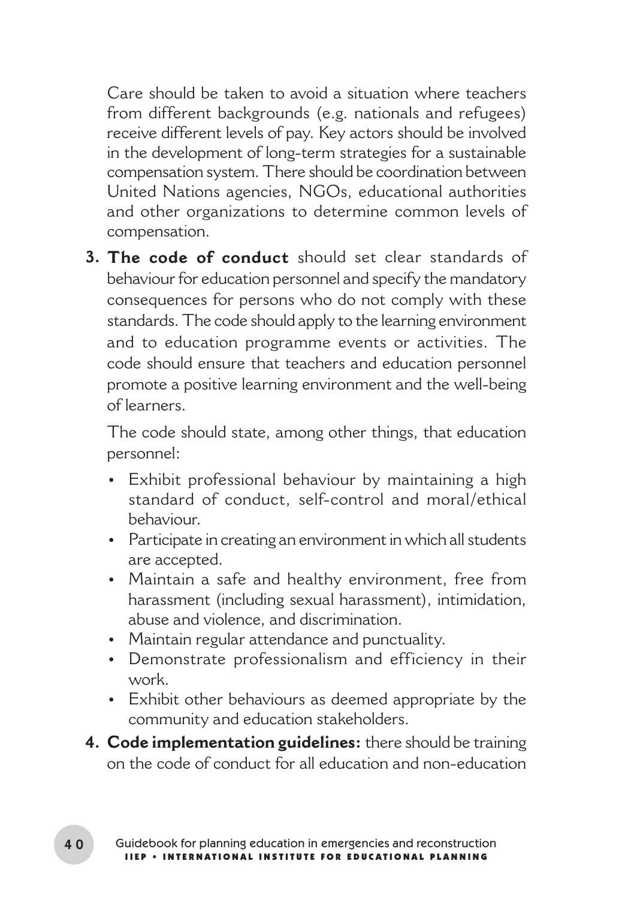Care should be taken to avoid a situation where teachers from different backgrounds (e.g. nationals and refugees) receive different levels of pay. Key actors should be involved in the development of long-term strategies for a sustainable compensation system. There should be coordination between United Nations agencies, NGOs, educational authorities and other organizations to determine common levels of compensation.

3. **The code of conduct** should set clear standards of behaviour for education personnel and specify the mandatory consequences for persons who do not comply with these standards. The code should apply to the learning environment and to education programme events or activities. The code should ensure that teachers and education personnel promote a positive learning environment and the well-being of learners.

   The code should state, among other things, that education personnel:

   - Exhibit professional behaviour by maintaining a high standard of conduct, self-control and moral/ethical behaviour.
   - Participate in creating an environment in which all students are accepted.
   - Maintain a safe and healthy environment, free from harassment (including sexual harassment), intimidation, abuse and violence, and discrimination.
   - Maintain regular attendance and punctuality.
   - Demonstrate professionalism and efficiency in their work.
   - Exhibit other behaviours as deemed appropriate by the community and education stakeholders.

4. **Code implementation guidelines:** there should be training on the code of conduct for all education and non-education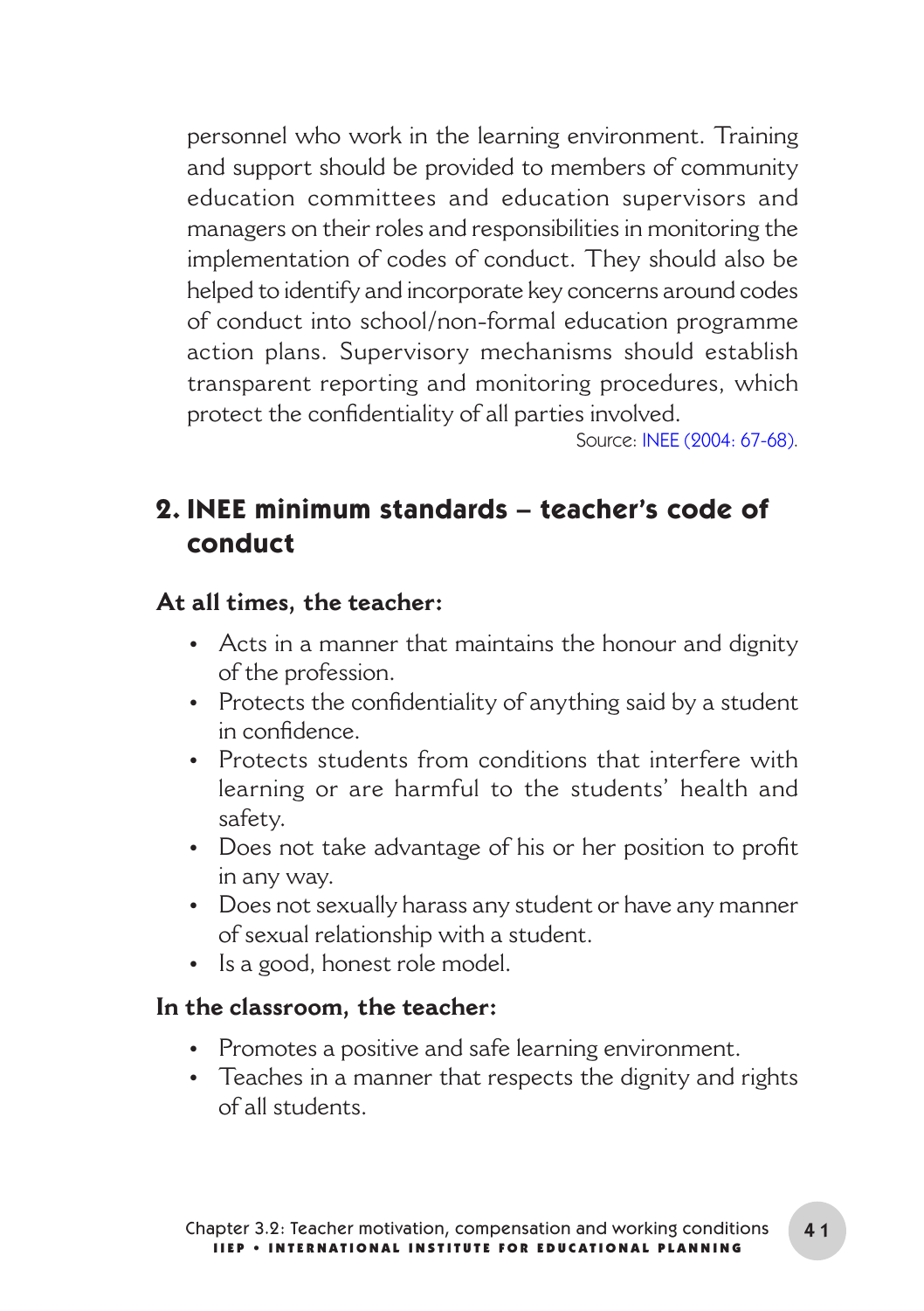personnel who work in the learning environment. Training and support should be provided to members of community education committees and education supervisors and managers on their roles and responsibilities in monitoring the implementation of codes of conduct. They should also be helped to identify and incorporate key concerns around codes of conduct into school/non-formal education programme action plans. Supervisory mechanisms should establish transparent reporting and monitoring procedures, which protect the confidentiality of all parties involved.

Source: INEE (2004: 67-68).

## 2. INEE minimum standards – teacher's code of conduct

### At all times, the teacher:

- Acts in a manner that maintains the honour and dignity of the profession.
- Protects the confidentiality of anything said by a student in confidence.
- Protects students from conditions that interfere with learning or are harmful to the students' health and safety.
- Does not take advantage of his or her position to profit in any way.
- Does not sexually harass any student or have any manner of sexual relationship with a student.
- Is a good, honest role model.

### In the classroom, the teacher:

- Promotes a positive and safe learning environment.
- Teaches in a manner that respects the dignity and rights of all students.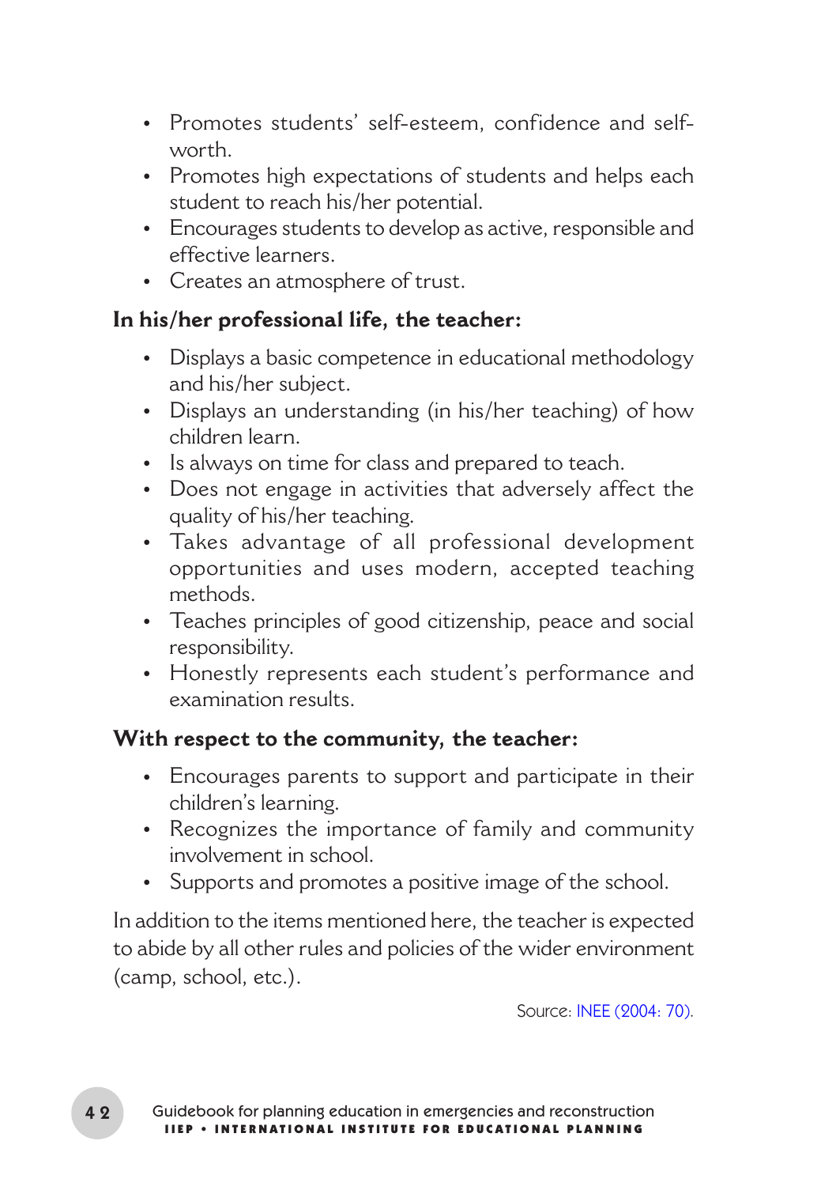- Promotes students' self-esteem, confidence and self-worth.
- Promotes high expectations of students and helps each student to reach his/her potential.
- Encourages students to develop as active, responsible and effective learners.
- Creates an atmosphere of trust.

**In his/her professional life, the teacher:**

- Displays a basic competence in educational methodology and his/her subject.
- Displays an understanding (in his/her teaching) of how children learn.
- Is always on time for class and prepared to teach.
- Does not engage in activities that adversely affect the quality of his/her teaching.
- Takes advantage of all professional development opportunities and uses modern, accepted teaching methods.
- Teaches principles of good citizenship, peace and social responsibility.
- Honestly represents each student's performance and examination results.

**With respect to the community, the teacher:**

- Encourages parents to support and participate in their children's learning.
- Recognizes the importance of family and community involvement in school.
- Supports and promotes a positive image of the school.

In addition to the items mentioned here, the teacher is expected to abide by all other rules and policies of the wider environment (camp, school, etc.).

Source: INEE (2004: 70).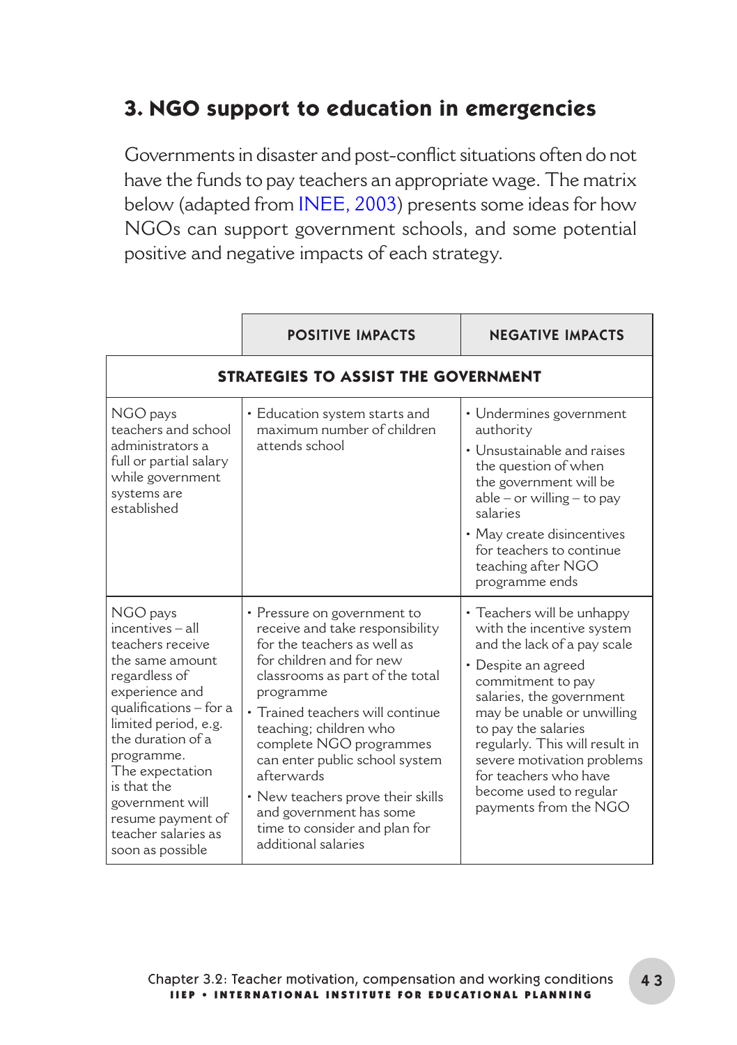## 3. NGO support to education in emergencies

Governments in disaster and post-conflict situations often do not have the funds to pay teachers an appropriate wage. The matrix below (adapted from INEE, 2003) presents some ideas for how NGOs can support government schools, and some potential positive and negative impacts of each strategy.

| | POSITIVE IMPACTS | NEGATIVE IMPACTS |
|---|---|---|
| **STRATEGIES TO ASSIST THE GOVERNMENT** | | |
| NGO pays teachers and school administrators a full or partial salary while government systems are established | • Education system starts and maximum number of children attends school | • Undermines government authority<br>• Unsustainable and raises the question of when the government will be able – or willing – to pay salaries<br>• May create disincentives for teachers to continue teaching after NGO programme ends |
| NGO pays incentives – all teachers receive the same amount regardless of experience and qualifications – for a limited period, e.g. the duration of a programme. The expectation is that the government will resume payment of teacher salaries as soon as possible | • Pressure on government to receive and take responsibility for the teachers as well as for children and for new classrooms as part of the total programme<br>• Trained teachers will continue teaching; children who complete NGO programmes can enter public school system afterwards<br>• New teachers prove their skills and government has some time to consider and plan for additional salaries | • Teachers will be unhappy with the incentive system and the lack of a pay scale<br>• Despite an agreed commitment to pay salaries, the government may be unable or unwilling to pay the salaries regularly. This will result in severe motivation problems for teachers who have become used to regular payments from the NGO |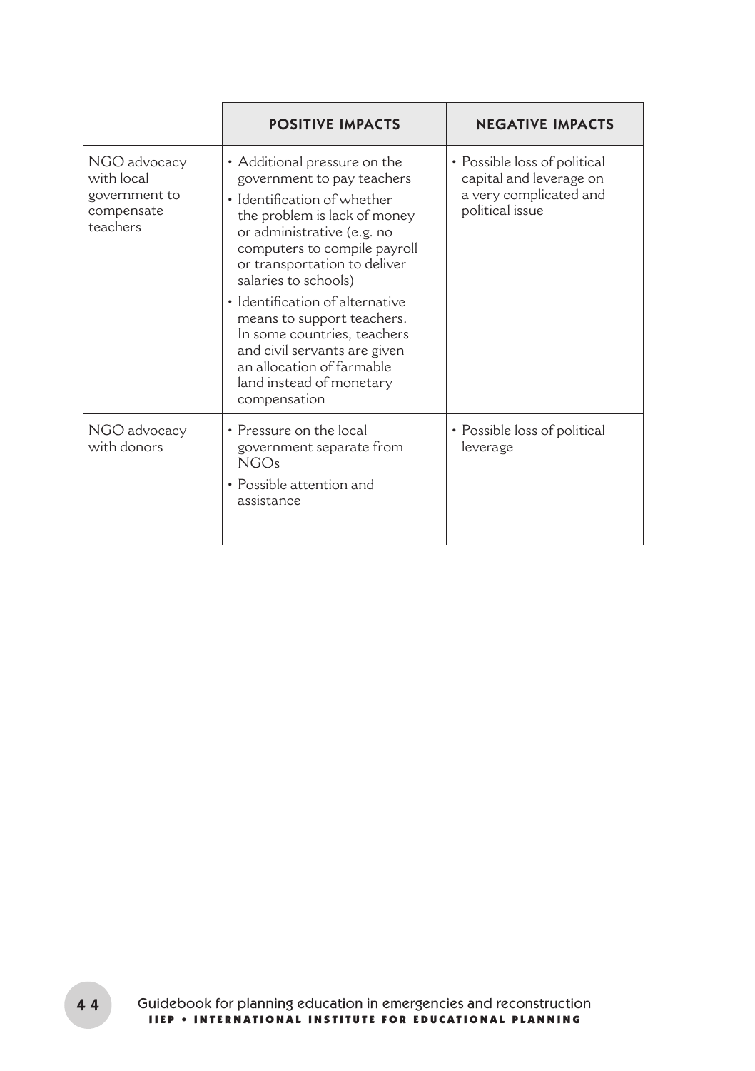| | POSITIVE IMPACTS | NEGATIVE IMPACTS |
|---|---|---|
| NGO advocacy with local government to compensate teachers | • Additional pressure on the government to pay teachers<br>• Identification of whether the problem is lack of money or administrative (e.g. no computers to compile payroll or transportation to deliver salaries to schools)<br>• Identification of alternative means to support teachers. In some countries, teachers and civil servants are given an allocation of farmable land instead of monetary compensation | • Possible loss of political capital and leverage on a very complicated and political issue |
| NGO advocacy with donors | • Pressure on the local government separate from NGOs<br>• Possible attention and assistance | • Possible loss of political leverage |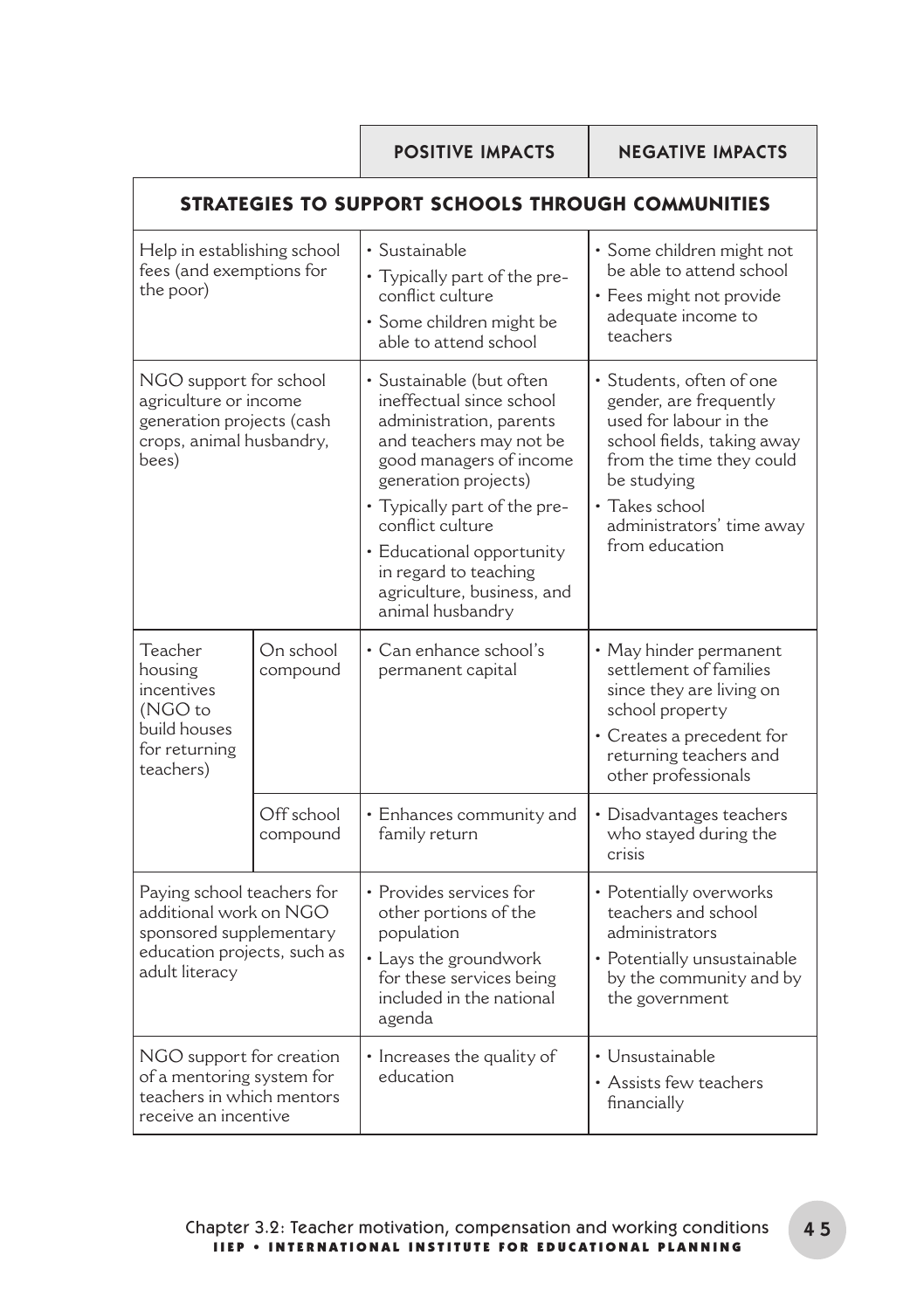| | | POSITIVE IMPACTS | NEGATIVE IMPACTS |
|---|---|---|---|
| **STRATEGIES TO SUPPORT SCHOOLS THROUGH COMMUNITIES** | | | |
| Help in establishing school fees (and exemptions for the poor) | | • Sustainable<br>• Typically part of the pre-conflict culture<br>• Some children might be able to attend school | • Some children might not be able to attend school<br>• Fees might not provide adequate income to teachers |
| NGO support for school agriculture or income generation projects (cash crops, animal husbandry, bees) | | • Sustainable (but often ineffectual since school administration, parents and teachers may not be good managers of income generation projects)<br>• Typically part of the pre-conflict culture<br>• Educational opportunity in regard to teaching agriculture, business, and animal husbandry | • Students, often of one gender, are frequently used for labour in the school fields, taking away from the time they could be studying<br>• Takes school administrators' time away from education |
| Teacher housing incentives (NGO to build houses for returning teachers) | On school compound | • Can enhance school's permanent capital | • May hinder permanent settlement of families since they are living on school property<br>• Creates a precedent for returning teachers and other professionals |
| | Off school compound | • Enhances community and family return | • Disadvantages teachers who stayed during the crisis |
| Paying school teachers for additional work on NGO sponsored supplementary education projects, such as adult literacy | | • Provides services for other portions of the population<br>• Lays the groundwork for these services being included in the national agenda | • Potentially overworks teachers and school administrators<br>• Potentially unsustainable by the community and by the government |
| NGO support for creation of a mentoring system for teachers in which mentors receive an incentive | | • Increases the quality of education | • Unsustainable<br>• Assists few teachers financially |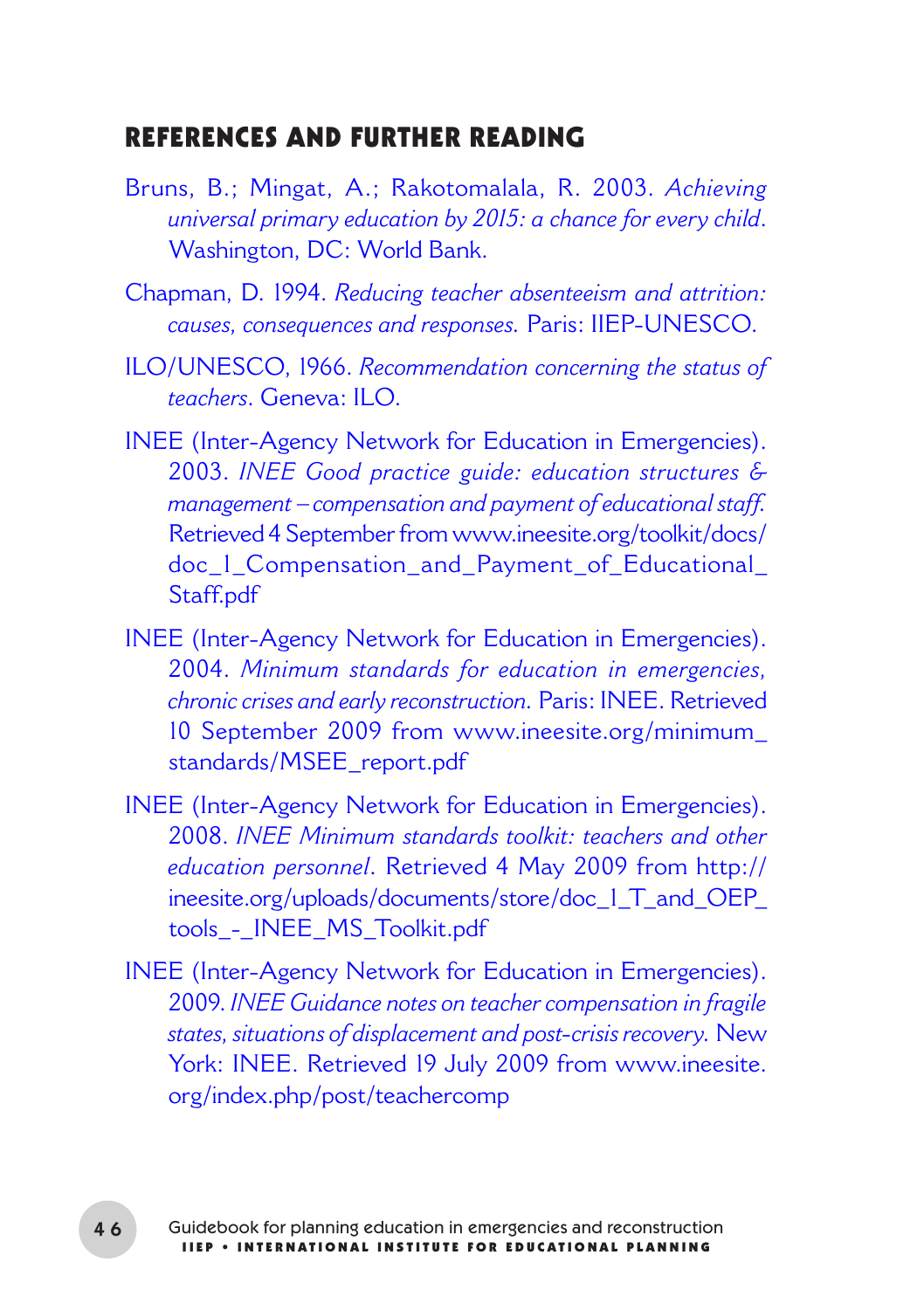## REFERENCES AND FURTHER READING

Bruns, B.; Mingat, A.; Rakotomalala, R. 2003. *Achieving universal primary education by 2015: a chance for every child*. Washington, DC: World Bank.

Chapman, D. 1994. *Reducing teacher absenteeism and attrition: causes, consequences and responses*. Paris: IIEP-UNESCO.

ILO/UNESCO, 1966. *Recommendation concerning the status of teachers*. Geneva: ILO.

INEE (Inter-Agency Network for Education in Emergencies). 2003. *INEE Good practice guide: education structures & management – compensation and payment of educational staff*. Retrieved 4 September from www.ineesite.org/toolkit/docs/doc_1_Compensation_and_Payment_of_Educational_Staff.pdf

INEE (Inter-Agency Network for Education in Emergencies). 2004. *Minimum standards for education in emergencies, chronic crises and early reconstruction*. Paris: INEE. Retrieved 10 September 2009 from www.ineesite.org/minimum_standards/MSEE_report.pdf

INEE (Inter-Agency Network for Education in Emergencies). 2008. *INEE Minimum standards toolkit: teachers and other education personnel*. Retrieved 4 May 2009 from http://ineesite.org/uploads/documents/store/doc_1_T_and_OEP_tools_-_INEE_MS_Toolkit.pdf

INEE (Inter-Agency Network for Education in Emergencies). 2009. *INEE Guidance notes on teacher compensation in fragile states, situations of displacement and post-crisis recovery*. New York: INEE. Retrieved 19 July 2009 from www.ineesite.org/index.php/post/teachercomp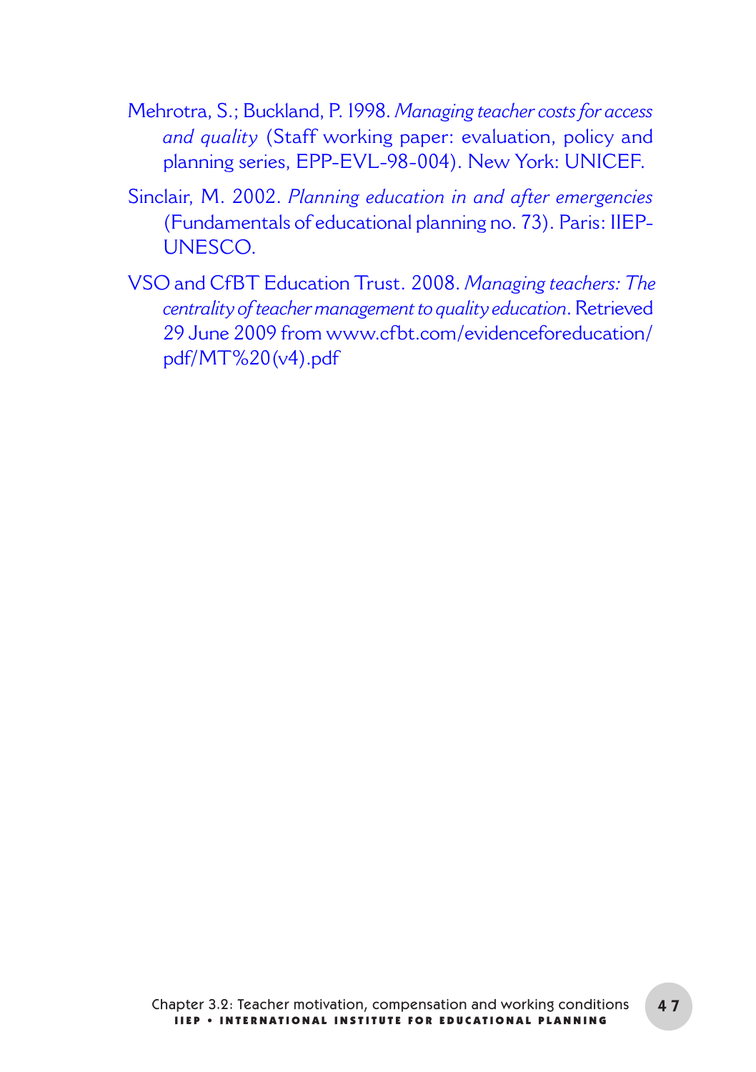Mehrotra, S.; Buckland, P. 1998. *Managing teacher costs for access and quality* (Staff working paper: evaluation, policy and planning series, EPP-EVL-98-004). New York: UNICEF.

Sinclair, M. 2002. *Planning education in and after emergencies* (Fundamentals of educational planning no. 73). Paris: IIEP-UNESCO.

VSO and CfBT Education Trust. 2008. *Managing teachers: The centrality of teacher management to quality education*. Retrieved 29 June 2009 from www.cfbt.com/evidenceforeducation/pdf/MT%20(v4).pdf